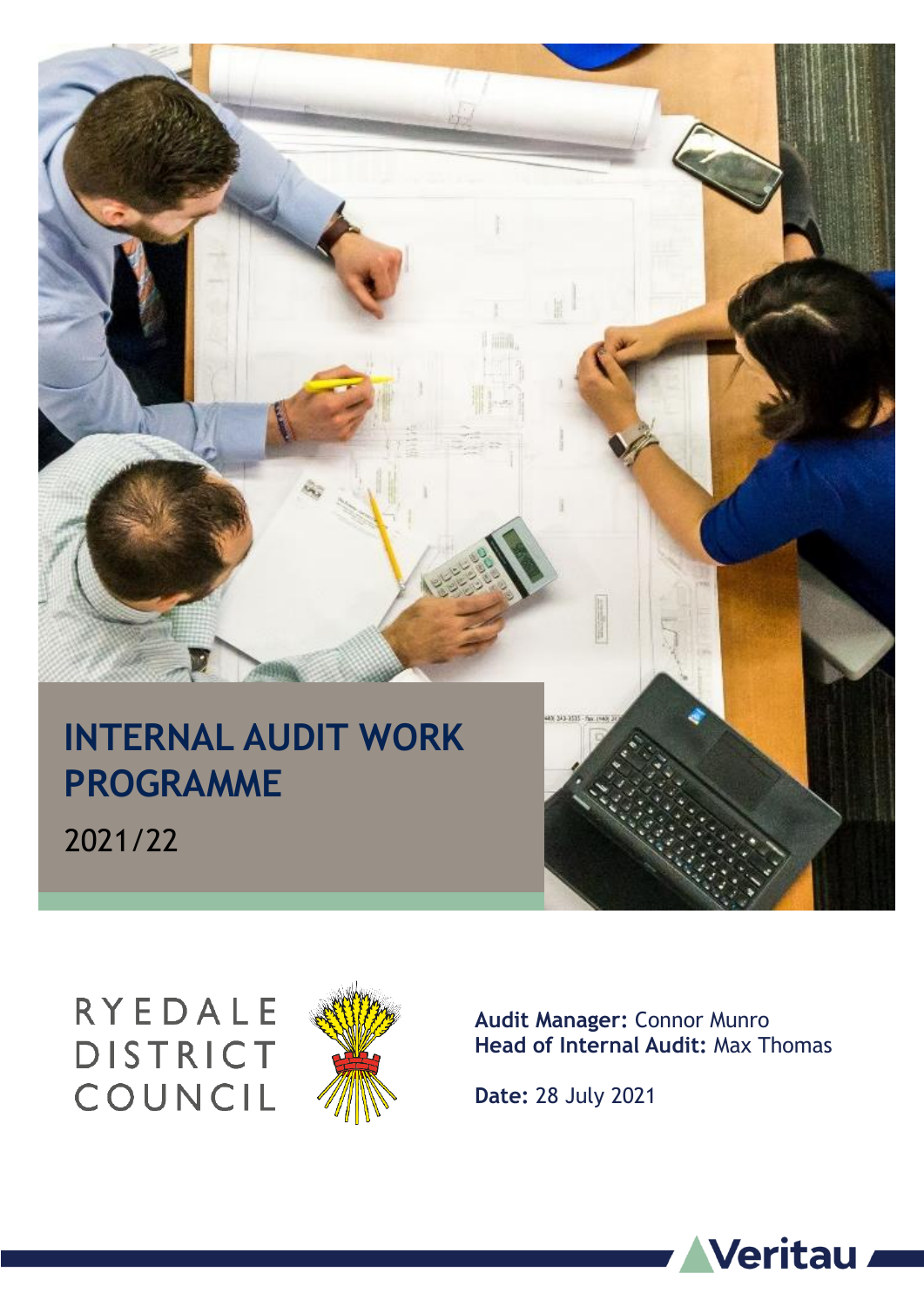# INTERNAL AUDIT WORK PROGRAMME

2021/22

RYEDALE DISTRICT COUNCIL

**Audit Manager:** Connor Munro
**Head of Internal Audit:** Max Thomas

**Date:** 28 July 2021

Veritau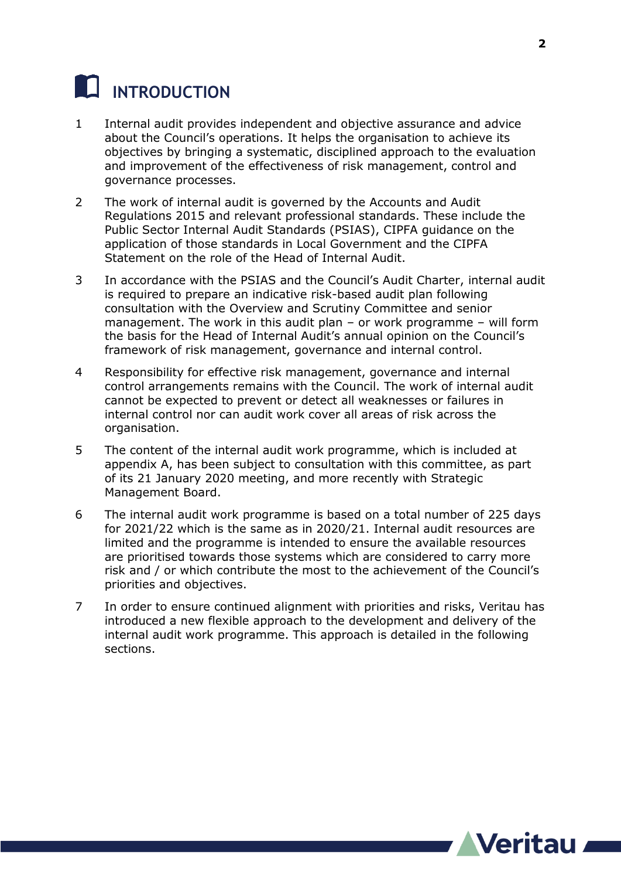# INTRODUCTION

1 Internal audit provides independent and objective assurance and advice about the Council's operations. It helps the organisation to achieve its objectives by bringing a systematic, disciplined approach to the evaluation and improvement of the effectiveness of risk management, control and governance processes.

2 The work of internal audit is governed by the Accounts and Audit Regulations 2015 and relevant professional standards. These include the Public Sector Internal Audit Standards (PSIAS), CIPFA guidance on the application of those standards in Local Government and the CIPFA Statement on the role of the Head of Internal Audit.

3 In accordance with the PSIAS and the Council's Audit Charter, internal audit is required to prepare an indicative risk-based audit plan following consultation with the Overview and Scrutiny Committee and senior management. The work in this audit plan – or work programme – will form the basis for the Head of Internal Audit's annual opinion on the Council's framework of risk management, governance and internal control.

4 Responsibility for effective risk management, governance and internal control arrangements remains with the Council. The work of internal audit cannot be expected to prevent or detect all weaknesses or failures in internal control nor can audit work cover all areas of risk across the organisation.

5 The content of the internal audit work programme, which is included at appendix A, has been subject to consultation with this committee, as part of its 21 January 2020 meeting, and more recently with Strategic Management Board.

6 The internal audit work programme is based on a total number of 225 days for 2021/22 which is the same as in 2020/21. Internal audit resources are limited and the programme is intended to ensure the available resources are prioritised towards those systems which are considered to carry more risk and / or which contribute the most to the achievement of the Council's priorities and objectives.

7 In order to ensure continued alignment with priorities and risks, Veritau has introduced a new flexible approach to the development and delivery of the internal audit work programme. This approach is detailed in the following sections.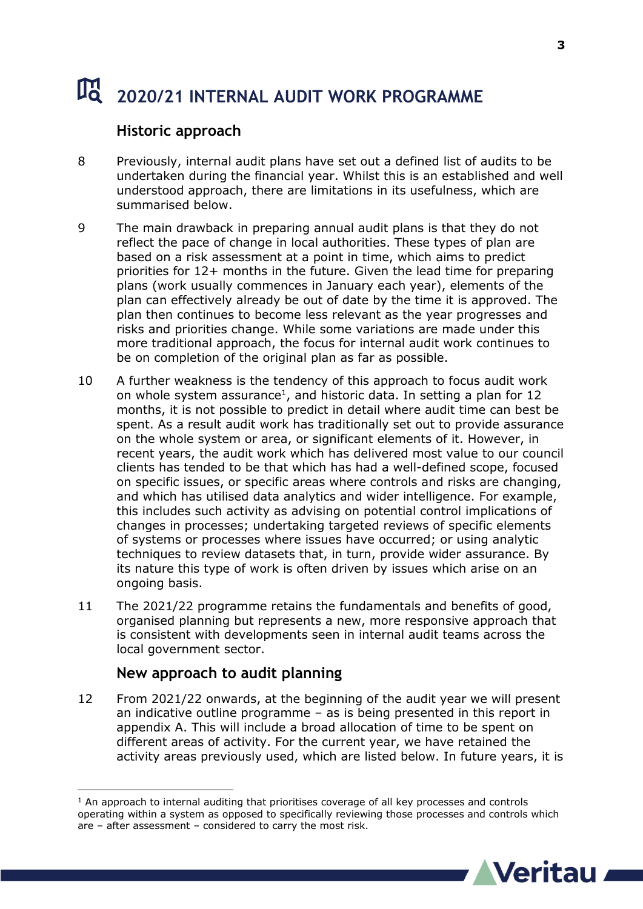# 2020/21 INTERNAL AUDIT WORK PROGRAMME

## Historic approach

8 Previously, internal audit plans have set out a defined list of audits to be undertaken during the financial year. Whilst this is an established and well understood approach, there are limitations in its usefulness, which are summarised below.

9 The main drawback in preparing annual audit plans is that they do not reflect the pace of change in local authorities. These types of plan are based on a risk assessment at a point in time, which aims to predict priorities for 12+ months in the future. Given the lead time for preparing plans (work usually commences in January each year), elements of the plan can effectively already be out of date by the time it is approved. The plan then continues to become less relevant as the year progresses and risks and priorities change. While some variations are made under this more traditional approach, the focus for internal audit work continues to be on completion of the original plan as far as possible.

10 A further weakness is the tendency of this approach to focus audit work on whole system assurance[1], and historic data. In setting a plan for 12 months, it is not possible to predict in detail where audit time can best be spent. As a result audit work has traditionally set out to provide assurance on the whole system or area, or significant elements of it. However, in recent years, the audit work which has delivered most value to our council clients has tended to be that which has had a well-defined scope, focused on specific issues, or specific areas where controls and risks are changing, and which has utilised data analytics and wider intelligence. For example, this includes such activity as advising on potential control implications of changes in processes; undertaking targeted reviews of specific elements of systems or processes where issues have occurred; or using analytic techniques to review datasets that, in turn, provide wider assurance. By its nature this type of work is often driven by issues which arise on an ongoing basis.

11 The 2021/22 programme retains the fundamentals and benefits of good, organised planning but represents a new, more responsive approach that is consistent with developments seen in internal audit teams across the local government sector.

## New approach to audit planning

12 From 2021/22 onwards, at the beginning of the audit year we will present an indicative outline programme – as is being presented in this report in appendix A. This will include a broad allocation of time to be spent on different areas of activity. For the current year, we have retained the activity areas previously used, which are listed below. In future years, it is

[1] An approach to internal auditing that prioritises coverage of all key processes and controls operating within a system as opposed to specifically reviewing those processes and controls which are – after assessment – considered to carry the most risk.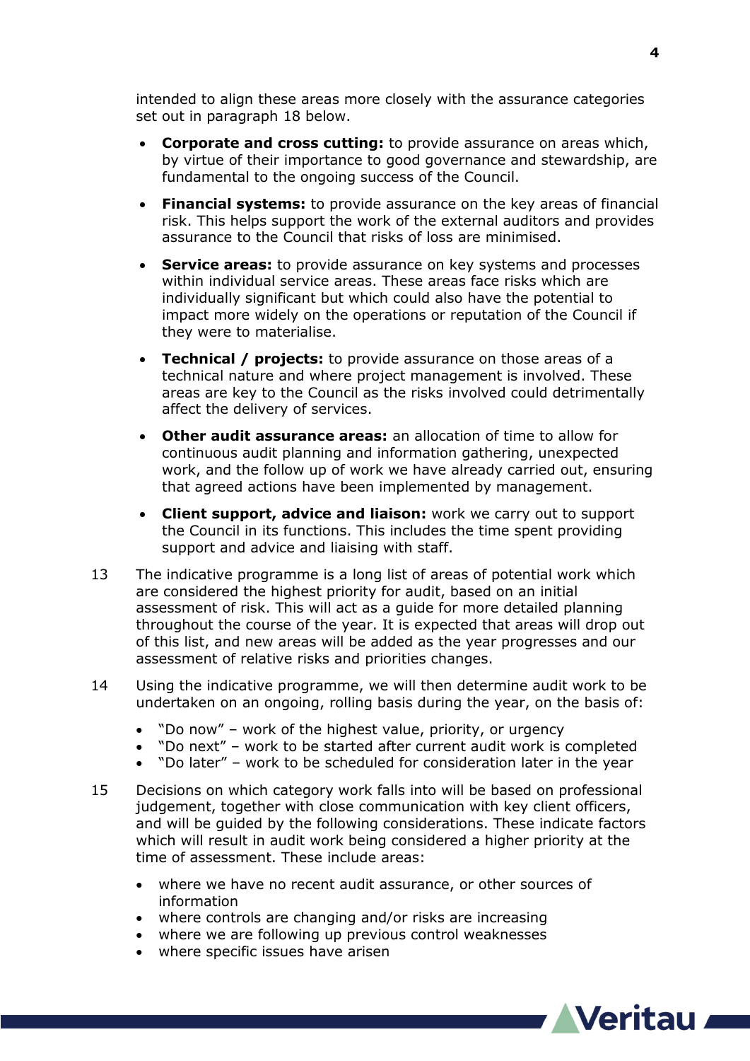intended to align these areas more closely with the assurance categories set out in paragraph 18 below.

- **Corporate and cross cutting:** to provide assurance on areas which, by virtue of their importance to good governance and stewardship, are fundamental to the ongoing success of the Council.
- **Financial systems:** to provide assurance on the key areas of financial risk. This helps support the work of the external auditors and provides assurance to the Council that risks of loss are minimised.
- **Service areas:** to provide assurance on key systems and processes within individual service areas. These areas face risks which are individually significant but which could also have the potential to impact more widely on the operations or reputation of the Council if they were to materialise.
- **Technical / projects:** to provide assurance on those areas of a technical nature and where project management is involved. These areas are key to the Council as the risks involved could detrimentally affect the delivery of services.
- **Other audit assurance areas:** an allocation of time to allow for continuous audit planning and information gathering, unexpected work, and the follow up of work we have already carried out, ensuring that agreed actions have been implemented by management.
- **Client support, advice and liaison:** work we carry out to support the Council in its functions. This includes the time spent providing support and advice and liaising with staff.

13 The indicative programme is a long list of areas of potential work which are considered the highest priority for audit, based on an initial assessment of risk. This will act as a guide for more detailed planning throughout the course of the year. It is expected that areas will drop out of this list, and new areas will be added as the year progresses and our assessment of relative risks and priorities changes.

14 Using the indicative programme, we will then determine audit work to be undertaken on an ongoing, rolling basis during the year, on the basis of:

- "Do now" – work of the highest value, priority, or urgency
- "Do next" – work to be started after current audit work is completed
- "Do later" – work to be scheduled for consideration later in the year

15 Decisions on which category work falls into will be based on professional judgement, together with close communication with key client officers, and will be guided by the following considerations. These indicate factors which will result in audit work being considered a higher priority at the time of assessment. These include areas:

- where we have no recent audit assurance, or other sources of information
- where controls are changing and/or risks are increasing
- where we are following up previous control weaknesses
- where specific issues have arisen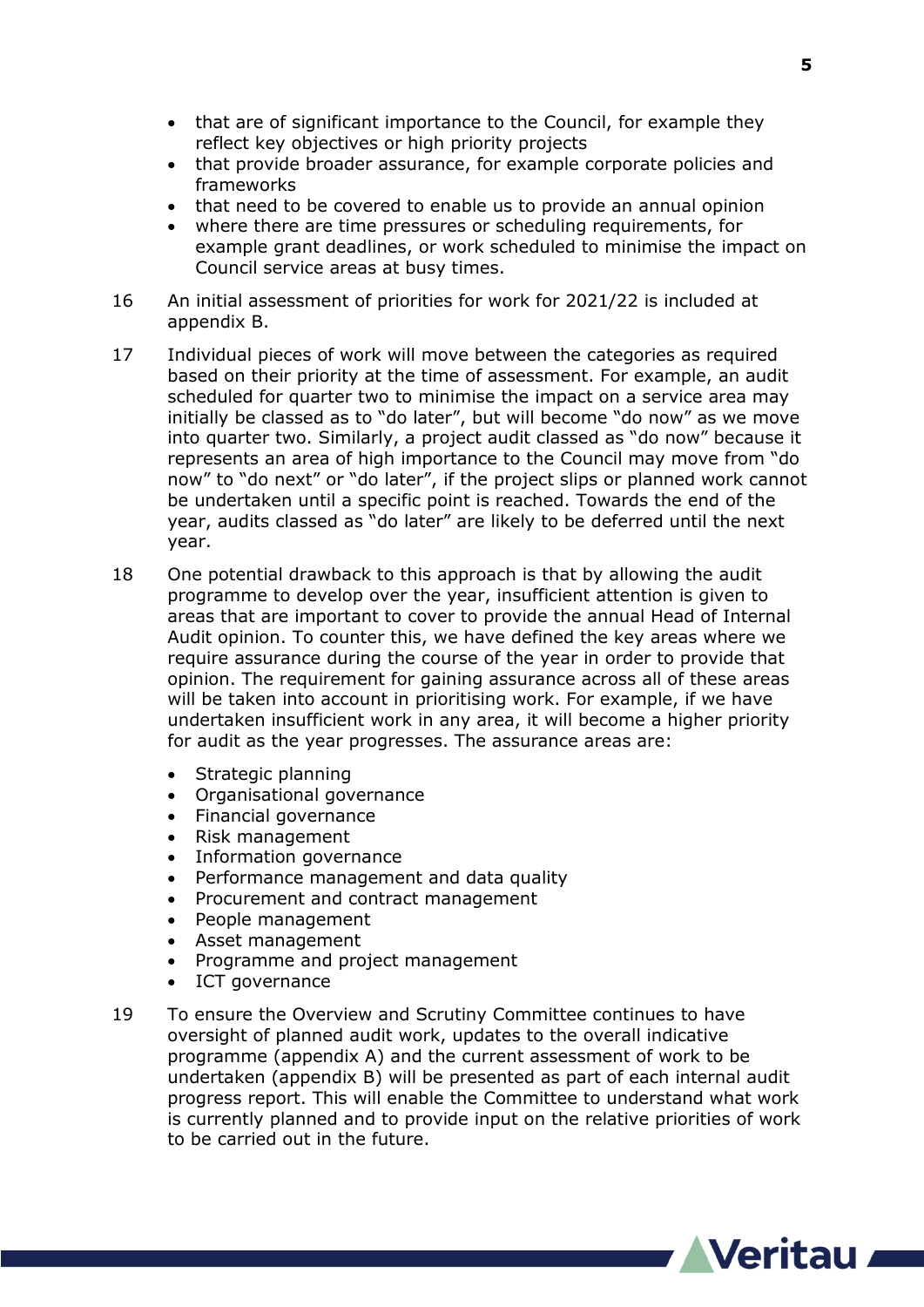- that are of significant importance to the Council, for example they reflect key objectives or high priority projects
- that provide broader assurance, for example corporate policies and frameworks
- that need to be covered to enable us to provide an annual opinion
- where there are time pressures or scheduling requirements, for example grant deadlines, or work scheduled to minimise the impact on Council service areas at busy times.

16 An initial assessment of priorities for work for 2021/22 is included at appendix B.

17 Individual pieces of work will move between the categories as required based on their priority at the time of assessment. For example, an audit scheduled for quarter two to minimise the impact on a service area may initially be classed as to "do later", but will become "do now" as we move into quarter two. Similarly, a project audit classed as "do now" because it represents an area of high importance to the Council may move from "do now" to "do next" or "do later", if the project slips or planned work cannot be undertaken until a specific point is reached. Towards the end of the year, audits classed as "do later" are likely to be deferred until the next year.

18 One potential drawback to this approach is that by allowing the audit programme to develop over the year, insufficient attention is given to areas that are important to cover to provide the annual Head of Internal Audit opinion. To counter this, we have defined the key areas where we require assurance during the course of the year in order to provide that opinion. The requirement for gaining assurance across all of these areas will be taken into account in prioritising work. For example, if we have undertaken insufficient work in any area, it will become a higher priority for audit as the year progresses. The assurance areas are:

- Strategic planning
- Organisational governance
- Financial governance
- Risk management
- Information governance
- Performance management and data quality
- Procurement and contract management
- People management
- Asset management
- Programme and project management
- ICT governance

19 To ensure the Overview and Scrutiny Committee continues to have oversight of planned audit work, updates to the overall indicative programme (appendix A) and the current assessment of work to be undertaken (appendix B) will be presented as part of each internal audit progress report. This will enable the Committee to understand what work is currently planned and to provide input on the relative priorities of work to be carried out in the future.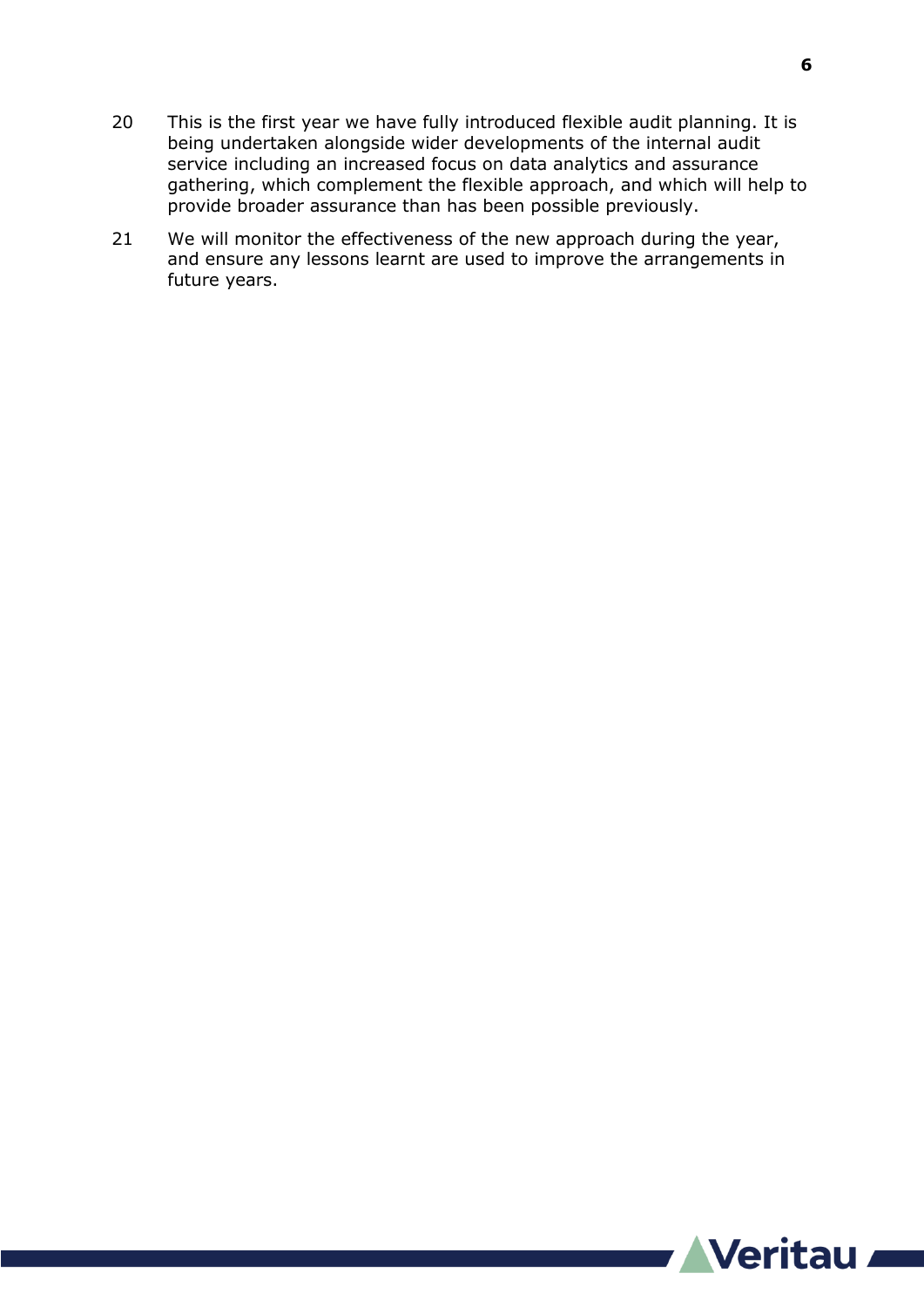20 This is the first year we have fully introduced flexible audit planning. It is being undertaken alongside wider developments of the internal audit service including an increased focus on data analytics and assurance gathering, which complement the flexible approach, and which will help to provide broader assurance than has been possible previously.

21 We will monitor the effectiveness of the new approach during the year, and ensure any lessons learnt are used to improve the arrangements in future years.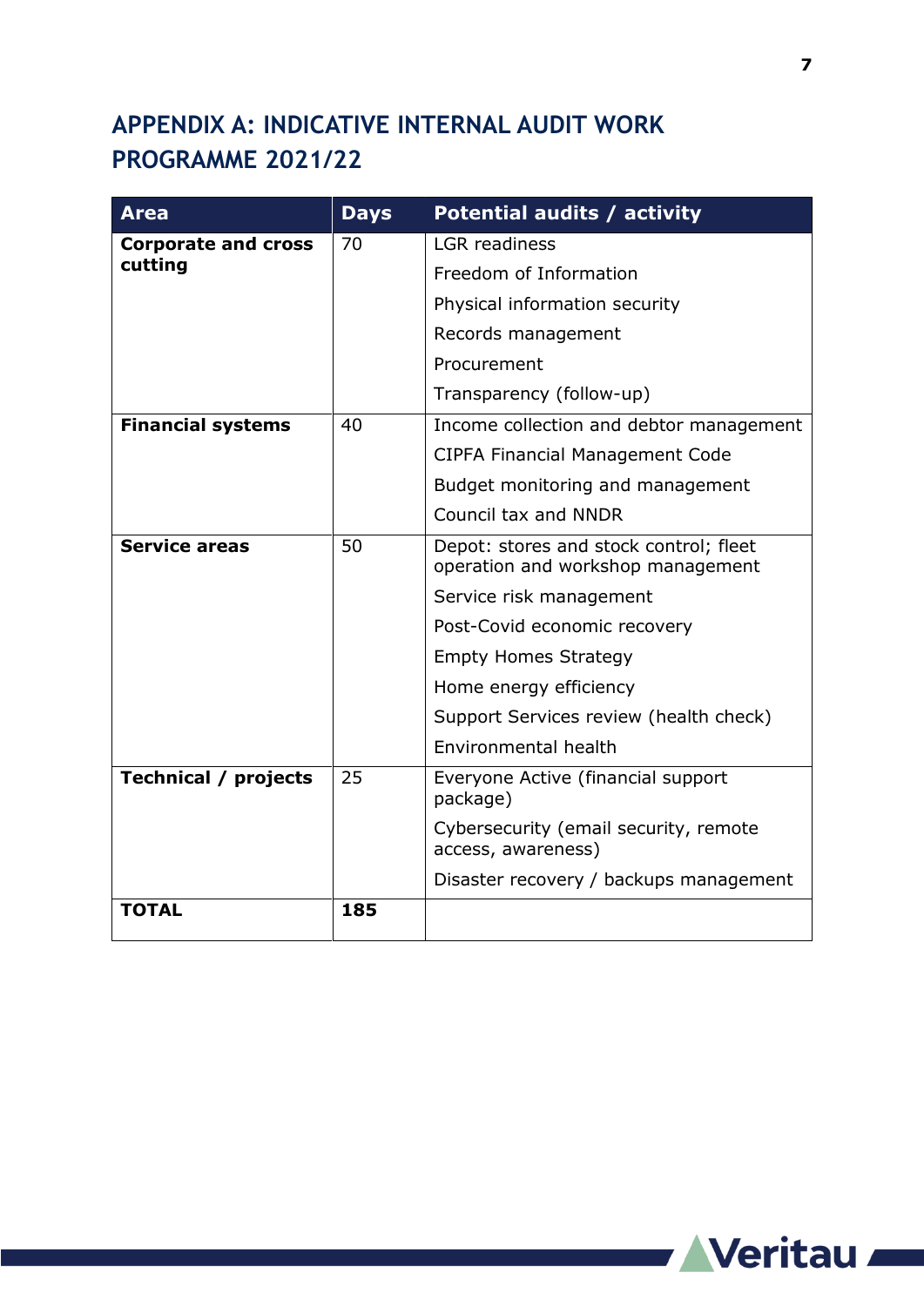# APPENDIX A: INDICATIVE INTERNAL AUDIT WORK PROGRAMME 2021/22

| Area | Days | Potential audits / activity |
|---|---|---|
| **Corporate and cross cutting** | 70 | LGR readiness<br>Freedom of Information<br>Physical information security<br>Records management<br>Procurement<br>Transparency (follow-up) |
| **Financial systems** | 40 | Income collection and debtor management<br>CIPFA Financial Management Code<br>Budget monitoring and management<br>Council tax and NNDR |
| **Service areas** | 50 | Depot: stores and stock control; fleet operation and workshop management<br>Service risk management<br>Post-Covid economic recovery<br>Empty Homes Strategy<br>Home energy efficiency<br>Support Services review (health check)<br>Environmental health |
| **Technical / projects** | 25 | Everyone Active (financial support package)<br>Cybersecurity (email security, remote access, awareness)<br>Disaster recovery / backups management |
| **TOTAL** | **185** | |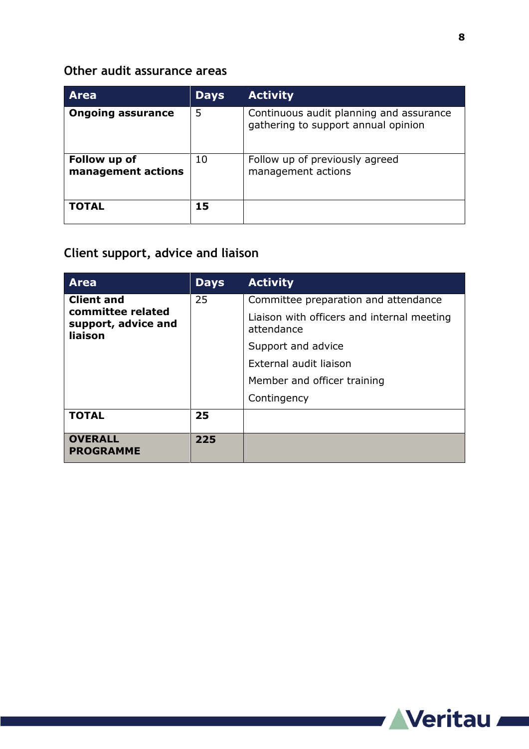### Other audit assurance areas

| Area | Days | Activity |
|---|---|---|
| **Ongoing assurance** | 5 | Continuous audit planning and assurance gathering to support annual opinion |
| **Follow up of management actions** | 10 | Follow up of previously agreed management actions |
| **TOTAL** | **15** | |

### Client support, advice and liaison

| Area | Days | Activity |
|---|---|---|
| **Client and committee related support, advice and liaison** | 25 | Committee preparation and attendance<br>Liaison with officers and internal meeting attendance<br>Support and advice<br>External audit liaison<br>Member and officer training<br>Contingency |
| **TOTAL** | **25** | |
| **OVERALL PROGRAMME** | **225** | |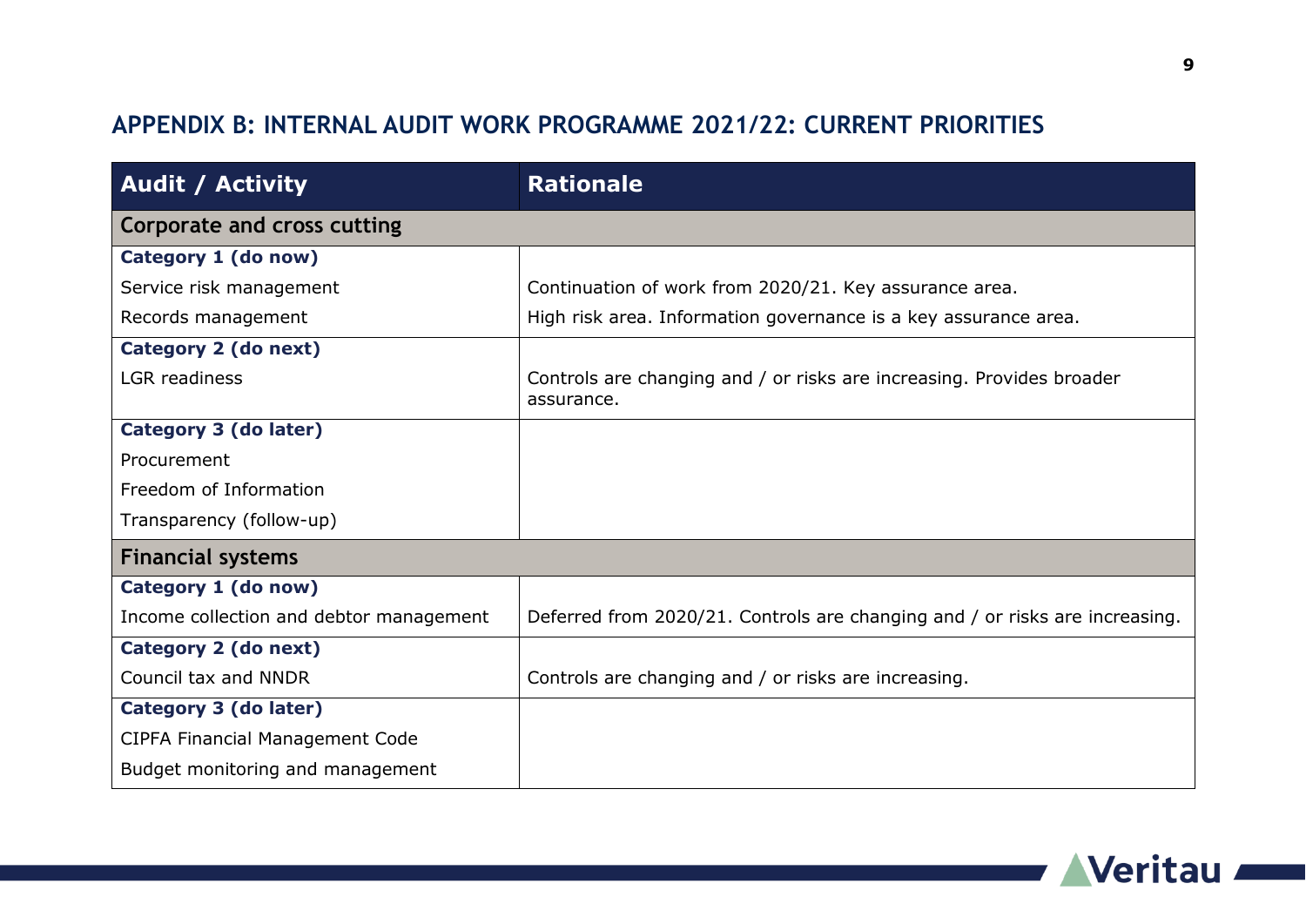## APPENDIX B: INTERNAL AUDIT WORK PROGRAMME 2021/22: CURRENT PRIORITIES

| Audit / Activity | Rationale |
|---|---|
| **Corporate and cross cutting** | |
| **Category 1 (do now)** | |
| Service risk management | Continuation of work from 2020/21. Key assurance area. |
| Records management | High risk area. Information governance is a key assurance area. |
| **Category 2 (do next)** | |
| LGR readiness | Controls are changing and / or risks are increasing. Provides broader assurance. |
| **Category 3 (do later)** | |
| Procurement | |
| Freedom of Information | |
| Transparency (follow-up) | |
| **Financial systems** | |
| **Category 1 (do now)** | |
| Income collection and debtor management | Deferred from 2020/21. Controls are changing and / or risks are increasing. |
| **Category 2 (do next)** | |
| Council tax and NNDR | Controls are changing and / or risks are increasing. |
| **Category 3 (do later)** | |
| CIPFA Financial Management Code | |
| Budget monitoring and management | |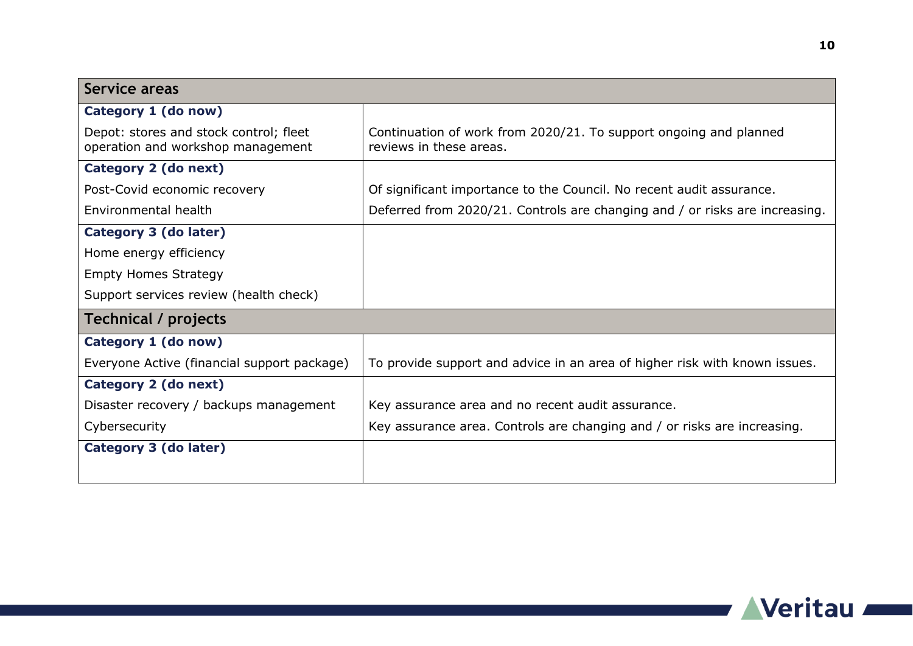| Service areas | |
|---|---|
| **Category 1 (do now)** | |
| Depot: stores and stock control; fleet operation and workshop management | Continuation of work from 2020/21. To support ongoing and planned reviews in these areas. |
| **Category 2 (do next)** | |
| Post-Covid economic recovery | Of significant importance to the Council. No recent audit assurance. |
| Environmental health | Deferred from 2020/21. Controls are changing and / or risks are increasing. |
| **Category 3 (do later)** | |
| Home energy efficiency | |
| Empty Homes Strategy | |
| Support services review (health check) | |
| **Technical / projects** | |
| **Category 1 (do now)** | |
| Everyone Active (financial support package) | To provide support and advice in an area of higher risk with known issues. |
| **Category 2 (do next)** | |
| Disaster recovery / backups management | Key assurance area and no recent audit assurance. |
| Cybersecurity | Key assurance area. Controls are changing and / or risks are increasing. |
| **Category 3 (do later)** | |